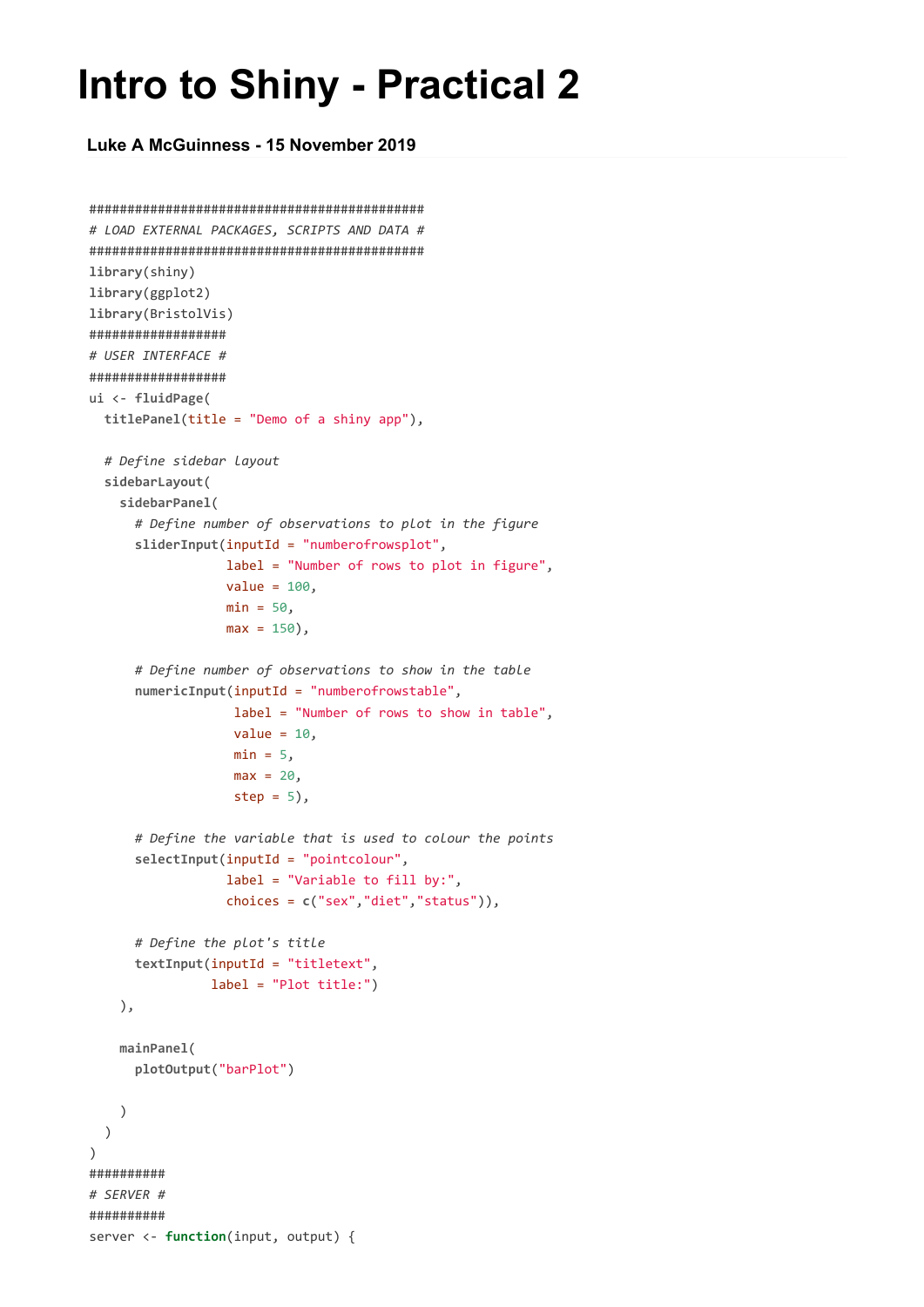# Intro to Shiny - Practical 2

### Luke A McGuinness - 15 November 2019

```
############################################
# LOAD EXTERNAL PACKAGES, SCRIPTS AND DATA #
############################################
library(shiny)
library(ggplot2)
library(BristolVis)
##################
# USER INTERFACE #
##################
ui <- fluidPage(
  titlePanel(title = "Demo of a shiny app"),

  # Define sidebar layout
  sidebarLayout(
    sidebarPanel(
      # Define number of observations to plot in the figure
      sliderInput(inputId = "numberofrowsplot",
                  label = "Number of rows to plot in figure",
                  value = 100,
                  min = 50,
                  max = 150),

      # Define number of observations to show in the table
      numericInput(inputId = "numberofrowstable",
                   label = "Number of rows to show in table",
                   value = 10,
                   min = 5,
                   max = 20,
                   step = 5),

      # Define the variable that is used to colour the points
      selectInput(inputId = "pointcolour",
                  label = "Variable to fill by:",
                  choices = c("sex","diet","status")),

      # Define the plot's title
      textInput(inputId = "titletext",
                label = "Plot title:")
    ),

    mainPanel(
      plotOutput("barPlot")

    )
  )
)
##########
# SERVER #
##########
server <- function(input, output) {
```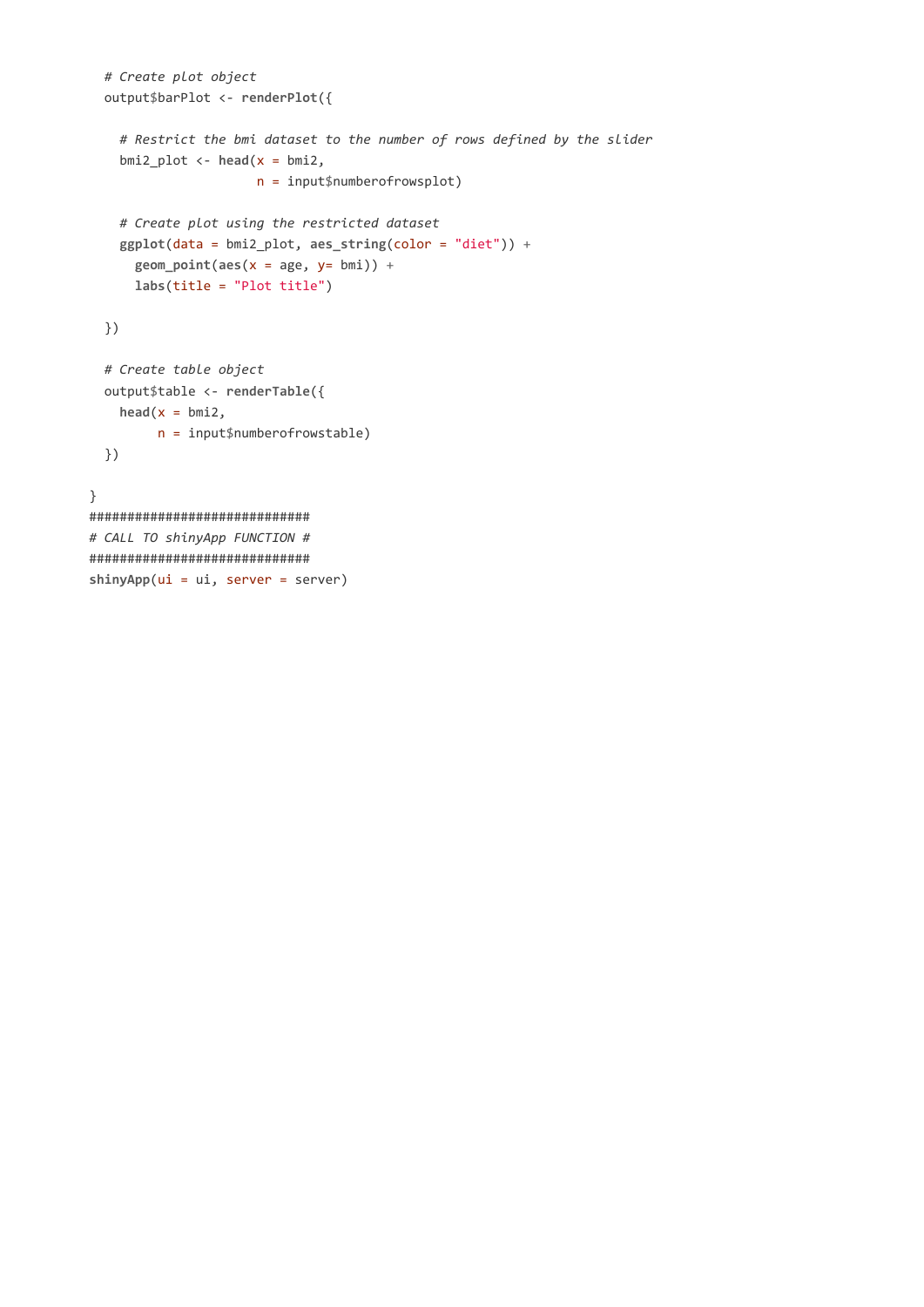```r
  # Create plot object
  output$barPlot <- renderPlot({

    # Restrict the bmi dataset to the number of rows defined by the slider
    bmi2_plot <- head(x = bmi2,
                      n = input$numberofrowsplot)

    # Create plot using the restricted dataset
    ggplot(data = bmi2_plot, aes_string(color = "diet")) +
      geom_point(aes(x = age, y= bmi)) +
      labs(title = "Plot title")

  })

  # Create table object
  output$table <- renderTable({
    head(x = bmi2,
         n = input$numberofrowstable)
  })

}
#############################
# CALL TO shinyApp FUNCTION #
#############################
shinyApp(ui = ui, server = server)
```